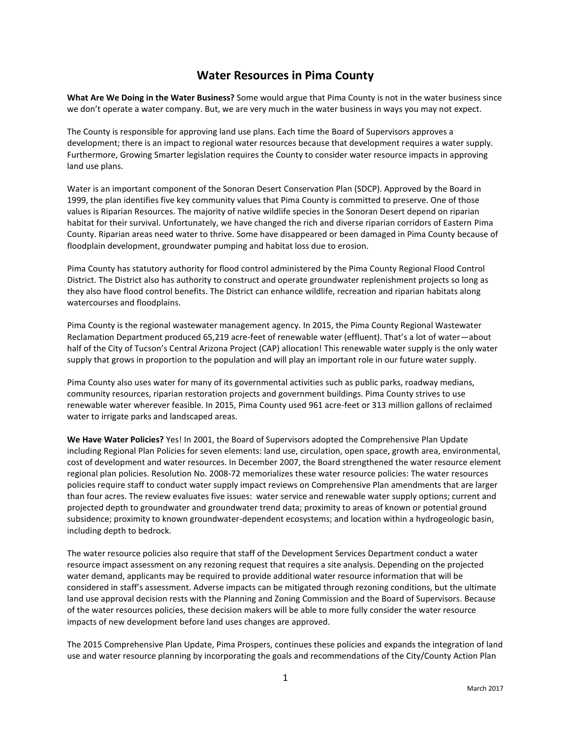# Water Resources in Pima County

**What Are We Doing in the Water Business?** Some would argue that Pima County is not in the water business since we don't operate a water company. But, we are very much in the water business in ways you may not expect.

The County is responsible for approving land use plans. Each time the Board of Supervisors approves a development; there is an impact to regional water resources because that development requires a water supply. Furthermore, Growing Smarter legislation requires the County to consider water resource impacts in approving land use plans.

Water is an important component of the Sonoran Desert Conservation Plan (SDCP). Approved by the Board in 1999, the plan identifies five key community values that Pima County is committed to preserve. One of those values is Riparian Resources. The majority of native wildlife species in the Sonoran Desert depend on riparian habitat for their survival. Unfortunately, we have changed the rich and diverse riparian corridors of Eastern Pima County. Riparian areas need water to thrive. Some have disappeared or been damaged in Pima County because of floodplain development, groundwater pumping and habitat loss due to erosion.

Pima County has statutory authority for flood control administered by the Pima County Regional Flood Control District. The District also has authority to construct and operate groundwater replenishment projects so long as they also have flood control benefits. The District can enhance wildlife, recreation and riparian habitats along watercourses and floodplains.

Pima County is the regional wastewater management agency. In 2015, the Pima County Regional Wastewater Reclamation Department produced 65,219 acre-feet of renewable water (effluent). That's a lot of water—about half of the City of Tucson's Central Arizona Project (CAP) allocation! This renewable water supply is the only water supply that grows in proportion to the population and will play an important role in our future water supply.

Pima County also uses water for many of its governmental activities such as public parks, roadway medians, community resources, riparian restoration projects and government buildings. Pima County strives to use renewable water wherever feasible. In 2015, Pima County used 961 acre-feet or 313 million gallons of reclaimed water to irrigate parks and landscaped areas.

**We Have Water Policies?** Yes! In 2001, the Board of Supervisors adopted the Comprehensive Plan Update including Regional Plan Policies for seven elements: land use, circulation, open space, growth area, environmental, cost of development and water resources. In December 2007, the Board strengthened the water resource element regional plan policies. Resolution No. 2008-72 memorializes these water resource policies: The water resources policies require staff to conduct water supply impact reviews on Comprehensive Plan amendments that are larger than four acres. The review evaluates five issues: water service and renewable water supply options; current and projected depth to groundwater and groundwater trend data; proximity to areas of known or potential ground subsidence; proximity to known groundwater-dependent ecosystems; and location within a hydrogeologic basin, including depth to bedrock.

The water resource policies also require that staff of the Development Services Department conduct a water resource impact assessment on any rezoning request that requires a site analysis. Depending on the projected water demand, applicants may be required to provide additional water resource information that will be considered in staff's assessment. Adverse impacts can be mitigated through rezoning conditions, but the ultimate land use approval decision rests with the Planning and Zoning Commission and the Board of Supervisors. Because of the water resources policies, these decision makers will be able to more fully consider the water resource impacts of new development before land uses changes are approved.

The 2015 Comprehensive Plan Update, Pima Prospers, continues these policies and expands the integration of land use and water resource planning by incorporating the goals and recommendations of the City/County Action Plan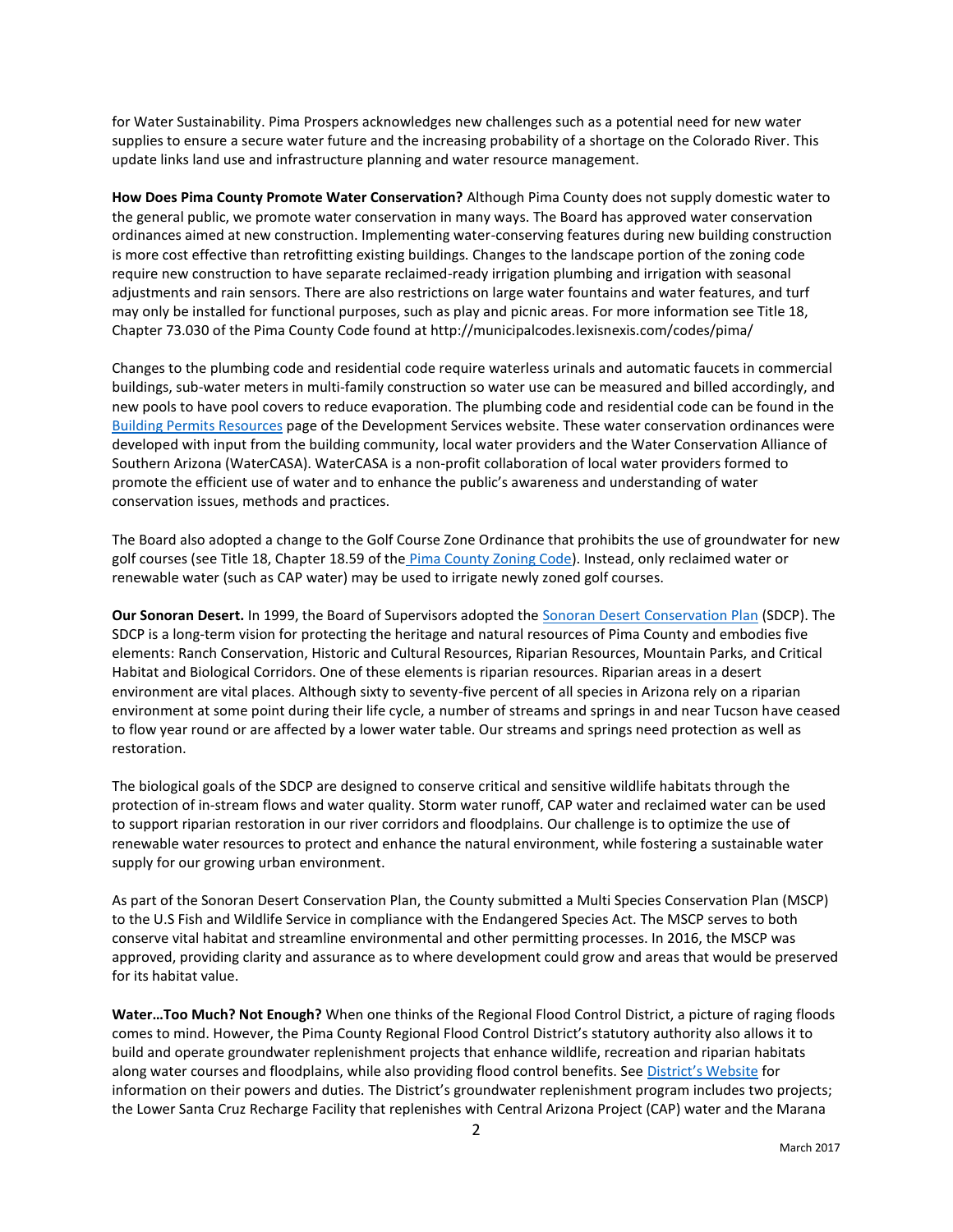for Water Sustainability. Pima Prospers acknowledges new challenges such as a potential need for new water supplies to ensure a secure water future and the increasing probability of a shortage on the Colorado River. This update links land use and infrastructure planning and water resource management.

**How Does Pima County Promote Water Conservation?** Although Pima County does not supply domestic water to the general public, we promote water conservation in many ways. The Board has approved water conservation ordinances aimed at new construction. Implementing water-conserving features during new building construction is more cost effective than retrofitting existing buildings. Changes to the landscape portion of the zoning code require new construction to have separate reclaimed-ready irrigation plumbing and irrigation with seasonal adjustments and rain sensors. There are also restrictions on large water fountains and water features, and turf may only be installed for functional purposes, such as play and picnic areas. For more information see Title 18, Chapter 73.030 of the Pima County Code found at http://municipalcodes.lexisnexis.com/codes/pima/

Changes to the plumbing code and residential code require waterless urinals and automatic faucets in commercial buildings, sub-water meters in multi-family construction so water use can be measured and billed accordingly, and new pools to have pool covers to reduce evaporation. The plumbing code and residential code can be found in the Building Permits Resources page of the Development Services website. These water conservation ordinances were developed with input from the building community, local water providers and the Water Conservation Alliance of Southern Arizona (WaterCASA). WaterCASA is a non-profit collaboration of local water providers formed to promote the efficient use of water and to enhance the public's awareness and understanding of water conservation issues, methods and practices.

The Board also adopted a change to the Golf Course Zone Ordinance that prohibits the use of groundwater for new golf courses (see Title 18, Chapter 18.59 of the Pima County Zoning Code). Instead, only reclaimed water or renewable water (such as CAP water) may be used to irrigate newly zoned golf courses.

**Our Sonoran Desert.** In 1999, the Board of Supervisors adopted the Sonoran Desert Conservation Plan (SDCP). The SDCP is a long-term vision for protecting the heritage and natural resources of Pima County and embodies five elements: Ranch Conservation, Historic and Cultural Resources, Riparian Resources, Mountain Parks, and Critical Habitat and Biological Corridors. One of these elements is riparian resources. Riparian areas in a desert environment are vital places. Although sixty to seventy-five percent of all species in Arizona rely on a riparian environment at some point during their life cycle, a number of streams and springs in and near Tucson have ceased to flow year round or are affected by a lower water table. Our streams and springs need protection as well as restoration.

The biological goals of the SDCP are designed to conserve critical and sensitive wildlife habitats through the protection of in-stream flows and water quality. Storm water runoff, CAP water and reclaimed water can be used to support riparian restoration in our river corridors and floodplains. Our challenge is to optimize the use of renewable water resources to protect and enhance the natural environment, while fostering a sustainable water supply for our growing urban environment.

As part of the Sonoran Desert Conservation Plan, the County submitted a Multi Species Conservation Plan (MSCP) to the U.S Fish and Wildlife Service in compliance with the Endangered Species Act. The MSCP serves to both conserve vital habitat and streamline environmental and other permitting processes. In 2016, the MSCP was approved, providing clarity and assurance as to where development could grow and areas that would be preserved for its habitat value.

**Water…Too Much? Not Enough?** When one thinks of the Regional Flood Control District, a picture of raging floods comes to mind. However, the Pima County Regional Flood Control District's statutory authority also allows it to build and operate groundwater replenishment projects that enhance wildlife, recreation and riparian habitats along water courses and floodplains, while also providing flood control benefits. See District's Website for information on their powers and duties. The District's groundwater replenishment program includes two projects; the Lower Santa Cruz Recharge Facility that replenishes with Central Arizona Project (CAP) water and the Marana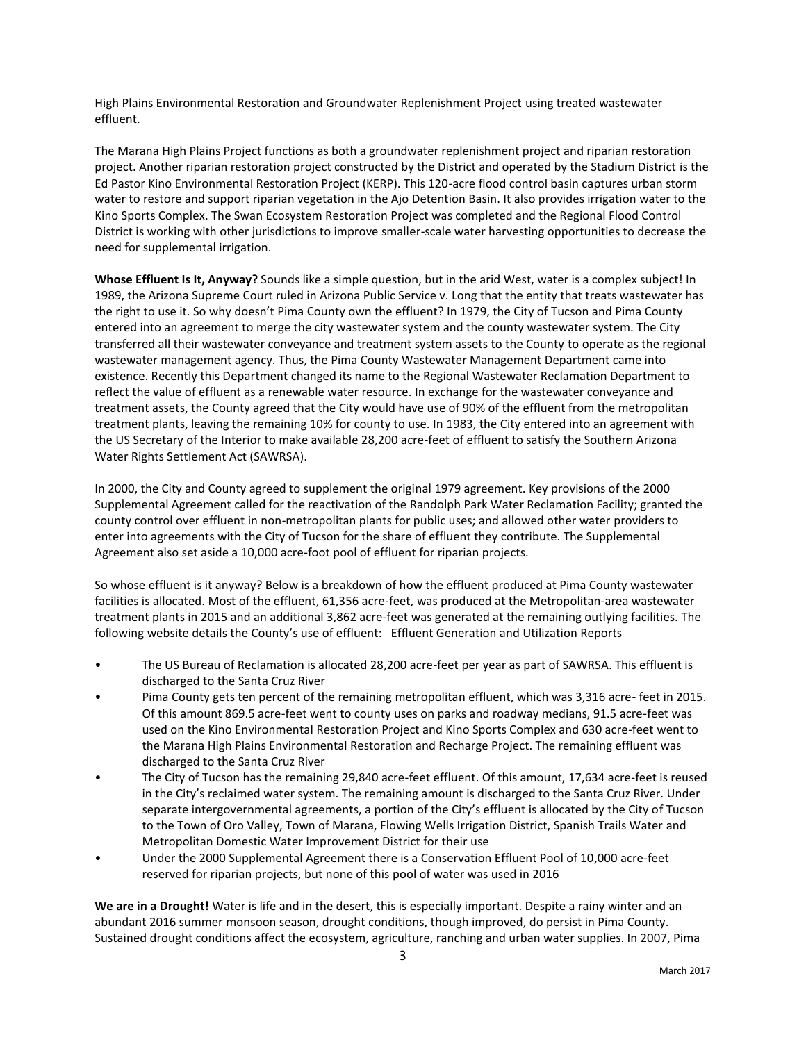High Plains Environmental Restoration and Groundwater Replenishment Project using treated wastewater effluent.

The Marana High Plains Project functions as both a groundwater replenishment project and riparian restoration project. Another riparian restoration project constructed by the District and operated by the Stadium District is the Ed Pastor Kino Environmental Restoration Project (KERP). This 120-acre flood control basin captures urban storm water to restore and support riparian vegetation in the Ajo Detention Basin. It also provides irrigation water to the Kino Sports Complex. The Swan Ecosystem Restoration Project was completed and the Regional Flood Control District is working with other jurisdictions to improve smaller-scale water harvesting opportunities to decrease the need for supplemental irrigation.

**Whose Effluent Is It, Anyway?** Sounds like a simple question, but in the arid West, water is a complex subject! In 1989, the Arizona Supreme Court ruled in Arizona Public Service v. Long that the entity that treats wastewater has the right to use it. So why doesn't Pima County own the effluent? In 1979, the City of Tucson and Pima County entered into an agreement to merge the city wastewater system and the county wastewater system. The City transferred all their wastewater conveyance and treatment system assets to the County to operate as the regional wastewater management agency. Thus, the Pima County Wastewater Management Department came into existence. Recently this Department changed its name to the Regional Wastewater Reclamation Department to reflect the value of effluent as a renewable water resource. In exchange for the wastewater conveyance and treatment assets, the County agreed that the City would have use of 90% of the effluent from the metropolitan treatment plants, leaving the remaining 10% for county to use. In 1983, the City entered into an agreement with the US Secretary of the Interior to make available 28,200 acre-feet of effluent to satisfy the Southern Arizona Water Rights Settlement Act (SAWRSA).

In 2000, the City and County agreed to supplement the original 1979 agreement. Key provisions of the 2000 Supplemental Agreement called for the reactivation of the Randolph Park Water Reclamation Facility; granted the county control over effluent in non-metropolitan plants for public uses; and allowed other water providers to enter into agreements with the City of Tucson for the share of effluent they contribute. The Supplemental Agreement also set aside a 10,000 acre-foot pool of effluent for riparian projects.

So whose effluent is it anyway? Below is a breakdown of how the effluent produced at Pima County wastewater facilities is allocated. Most of the effluent, 61,356 acre-feet, was produced at the Metropolitan-area wastewater treatment plants in 2015 and an additional 3,862 acre-feet was generated at the remaining outlying facilities. The following website details the County's use of effluent: Effluent Generation and Utilization Reports

- The US Bureau of Reclamation is allocated 28,200 acre-feet per year as part of SAWRSA. This effluent is discharged to the Santa Cruz River
- Pima County gets ten percent of the remaining metropolitan effluent, which was 3,316 acre- feet in 2015. Of this amount 869.5 acre-feet went to county uses on parks and roadway medians, 91.5 acre-feet was used on the Kino Environmental Restoration Project and Kino Sports Complex and 630 acre-feet went to the Marana High Plains Environmental Restoration and Recharge Project. The remaining effluent was discharged to the Santa Cruz River
- The City of Tucson has the remaining 29,840 acre-feet effluent. Of this amount, 17,634 acre-feet is reused in the City's reclaimed water system. The remaining amount is discharged to the Santa Cruz River. Under separate intergovernmental agreements, a portion of the City's effluent is allocated by the City of Tucson to the Town of Oro Valley, Town of Marana, Flowing Wells Irrigation District, Spanish Trails Water and Metropolitan Domestic Water Improvement District for their use
- Under the 2000 Supplemental Agreement there is a Conservation Effluent Pool of 10,000 acre-feet reserved for riparian projects, but none of this pool of water was used in 2016

**We are in a Drought!** Water is life and in the desert, this is especially important. Despite a rainy winter and an abundant 2016 summer monsoon season, drought conditions, though improved, do persist in Pima County. Sustained drought conditions affect the ecosystem, agriculture, ranching and urban water supplies. In 2007, Pima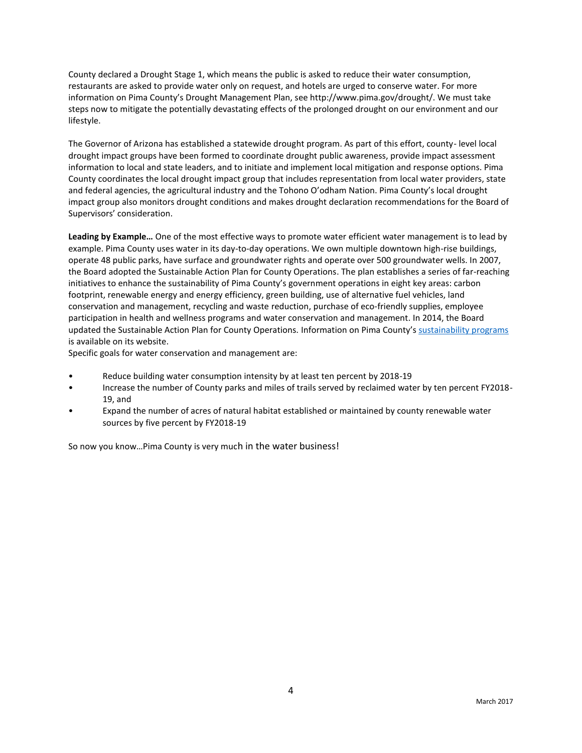County declared a Drought Stage 1, which means the public is asked to reduce their water consumption, restaurants are asked to provide water only on request, and hotels are urged to conserve water. For more information on Pima County's Drought Management Plan, see http://www.pima.gov/drought/. We must take steps now to mitigate the potentially devastating effects of the prolonged drought on our environment and our lifestyle.

The Governor of Arizona has established a statewide drought program. As part of this effort, county- level local drought impact groups have been formed to coordinate drought public awareness, provide impact assessment information to local and state leaders, and to initiate and implement local mitigation and response options. Pima County coordinates the local drought impact group that includes representation from local water providers, state and federal agencies, the agricultural industry and the Tohono O'odham Nation. Pima County's local drought impact group also monitors drought conditions and makes drought declaration recommendations for the Board of Supervisors' consideration.

**Leading by Example…** One of the most effective ways to promote water efficient water management is to lead by example. Pima County uses water in its day-to-day operations. We own multiple downtown high-rise buildings, operate 48 public parks, have surface and groundwater rights and operate over 500 groundwater wells. In 2007, the Board adopted the Sustainable Action Plan for County Operations. The plan establishes a series of far-reaching initiatives to enhance the sustainability of Pima County's government operations in eight key areas: carbon footprint, renewable energy and energy efficiency, green building, use of alternative fuel vehicles, land conservation and management, recycling and waste reduction, purchase of eco-friendly supplies, employee participation in health and wellness programs and water conservation and management. In 2014, the Board updated the Sustainable Action Plan for County Operations. Information on Pima County's sustainability programs is available on its website.

Specific goals for water conservation and management are:

- Reduce building water consumption intensity by at least ten percent by 2018-19
- Increase the number of County parks and miles of trails served by reclaimed water by ten percent FY2018-19, and
- Expand the number of acres of natural habitat established or maintained by county renewable water sources by five percent by FY2018-19

So now you know…Pima County is very much in the water business!